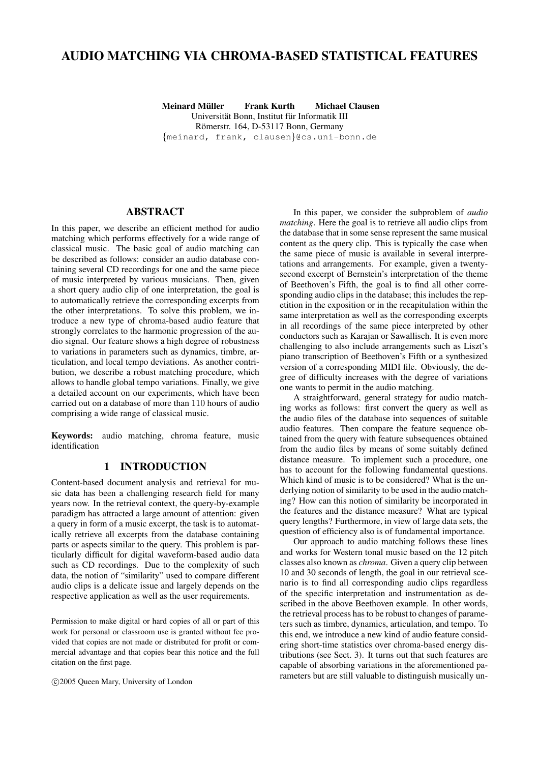# AUDIO MATCHING VIA CHROMA-BASED STATISTICAL FEATURES

**Meinard Müller Frank Kurth Michael Clausen**
Universität Bonn, Institut für Informatik III
Römerstr. 164, D-53117 Bonn, Germany
{meinard, frank, clausen}@cs.uni-bonn.de

## ABSTRACT

In this paper, we describe an efficient method for audio matching which performs effectively for a wide range of classical music. The basic goal of audio matching can be described as follows: consider an audio database containing several CD recordings for one and the same piece of music interpreted by various musicians. Then, given a short query audio clip of one interpretation, the goal is to automatically retrieve the corresponding excerpts from the other interpretations. To solve this problem, we introduce a new type of chroma-based audio feature that strongly correlates to the harmonic progression of the audio signal. Our feature shows a high degree of robustness to variations in parameters such as dynamics, timbre, articulation, and local tempo deviations. As another contribution, we describe a robust matching procedure, which allows to handle global tempo variations. Finally, we give a detailed account on our experiments, which have been carried out on a database of more than 110 hours of audio comprising a wide range of classical music.

**Keywords:** audio matching, chroma feature, music identification

## 1 INTRODUCTION

Content-based document analysis and retrieval for music data has been a challenging research field for many years now. In the retrieval context, the query-by-example paradigm has attracted a large amount of attention: given a query in form of a music excerpt, the task is to automatically retrieve all excerpts from the database containing parts or aspects similar to the query. This problem is particularly difficult for digital waveform-based audio data such as CD recordings. Due to the complexity of such data, the notion of "similarity" used to compare different audio clips is a delicate issue and largely depends on the respective application as well as the user requirements.

Permission to make digital or hard copies of all or part of this work for personal or classroom use is granted without fee provided that copies are not made or distributed for profit or commercial advantage and that copies bear this notice and the full citation on the first page.

©2005 Queen Mary, University of London

In this paper, we consider the subproblem of *audio matching*. Here the goal is to retrieve all audio clips from the database that in some sense represent the same musical content as the query clip. This is typically the case when the same piece of music is available in several interpretations and arrangements. For example, given a twenty-second excerpt of Bernstein's interpretation of the theme of Beethoven's Fifth, the goal is to find all other corresponding audio clips in the database; this includes the repetition in the exposition or in the recapitulation within the same interpretation as well as the corresponding excerpts in all recordings of the same piece interpreted by other conductors such as Karajan or Sawallisch. It is even more challenging to also include arrangements such as Liszt's piano transcription of Beethoven's Fifth or a synthesized version of a corresponding MIDI file. Obviously, the degree of difficulty increases with the degree of variations one wants to permit in the audio matching.

A straightforward, general strategy for audio matching works as follows: first convert the query as well as the audio files of the database into sequences of suitable audio features. Then compare the feature sequence obtained from the query with feature subsequences obtained from the audio files by means of some suitably defined distance measure. To implement such a procedure, one has to account for the following fundamental questions. Which kind of music is to be considered? What is the underlying notion of similarity to be used in the audio matching? How can this notion of similarity be incorporated in the features and the distance measure? What are typical query lengths? Furthermore, in view of large data sets, the question of efficiency also is of fundamental importance.

Our approach to audio matching follows these lines and works for Western tonal music based on the 12 pitch classes also known as *chroma*. Given a query clip between 10 and 30 seconds of length, the goal in our retrieval scenario is to find all corresponding audio clips regardless of the specific interpretation and instrumentation as described in the above Beethoven example. In other words, the retrieval process has to be robust to changes of parameters such as timbre, dynamics, articulation, and tempo. To this end, we introduce a new kind of audio feature considering short-time statistics over chroma-based energy distributions (see Sect. 3). It turns out that such features are capable of absorbing variations in the aforementioned parameters but are still valuable to distinguish musically un-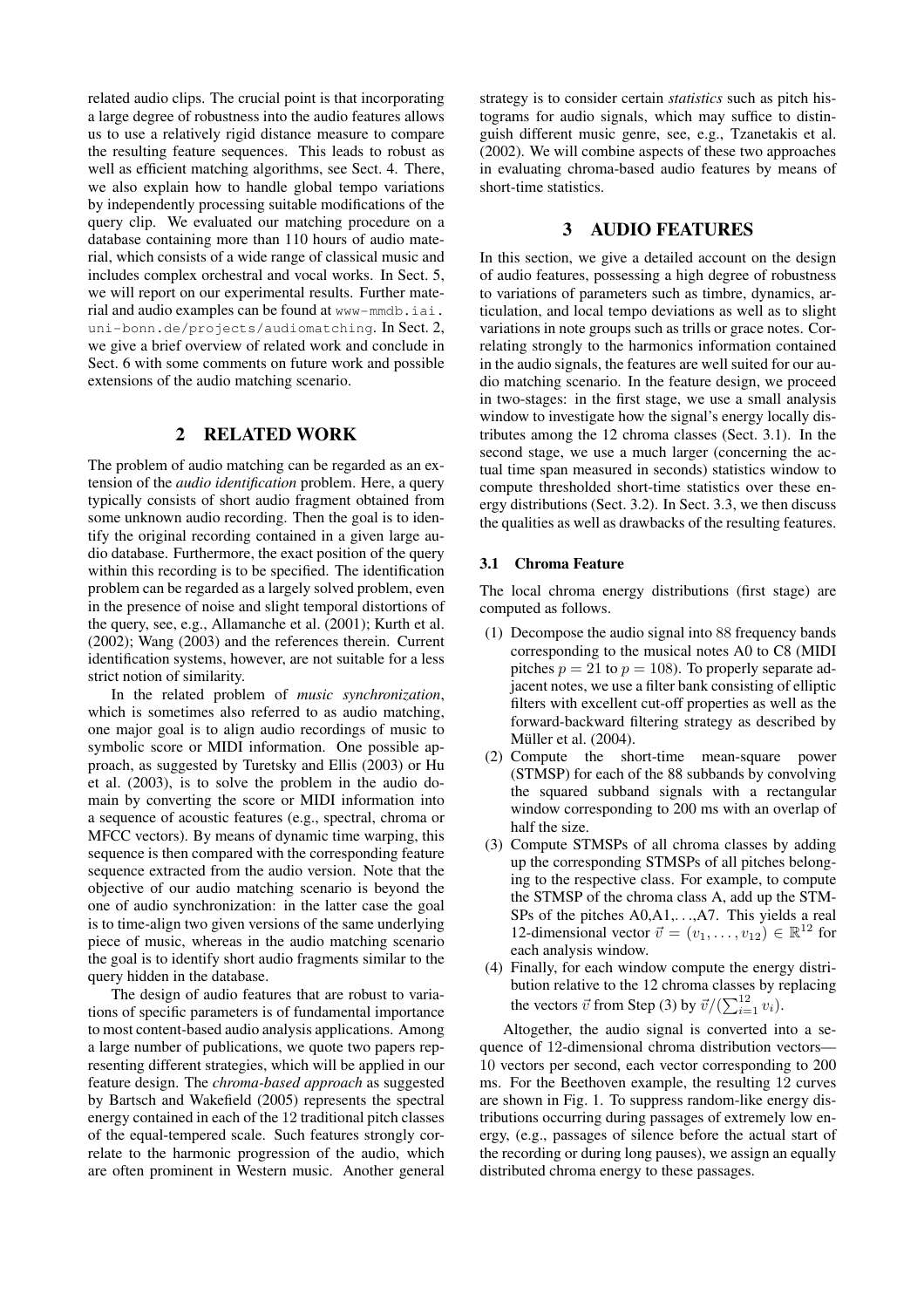related audio clips. The crucial point is that incorporating a large degree of robustness into the audio features allows us to use a relatively rigid distance measure to compare the resulting feature sequences. This leads to robust as well as efficient matching algorithms, see Sect. 4. There, we also explain how to handle global tempo variations by independently processing suitable modifications of the query clip. We evaluated our matching procedure on a database containing more than 110 hours of audio material, which consists of a wide range of classical music and includes complex orchestral and vocal works. In Sect. 5, we will report on our experimental results. Further material and audio examples can be found at www-mmdb.iai.uni-bonn.de/projects/audiomatching. In Sect. 2, we give a brief overview of related work and conclude in Sect. 6 with some comments on future work and possible extensions of the audio matching scenario.

## 2 RELATED WORK

The problem of audio matching can be regarded as an extension of the *audio identification* problem. Here, a query typically consists of short audio fragment obtained from some unknown audio recording. Then the goal is to identify the original recording contained in a given large audio database. Furthermore, the exact position of the query within this recording is to be specified. The identification problem can be regarded as a largely solved problem, even in the presence of noise and slight temporal distortions of the query, see, e.g., Allamanche et al. (2001); Kurth et al. (2002); Wang (2003) and the references therein. Current identification systems, however, are not suitable for a less strict notion of similarity.

In the related problem of *music synchronization*, which is sometimes also referred to as audio matching, one major goal is to align audio recordings of music to symbolic score or MIDI information. One possible approach, as suggested by Turetsky and Ellis (2003) or Hu et al. (2003), is to solve the problem in the audio domain by converting the score or MIDI information into a sequence of acoustic features (e.g., spectral, chroma or MFCC vectors). By means of dynamic time warping, this sequence is then compared with the corresponding feature sequence extracted from the audio version. Note that the objective of our audio matching scenario is beyond the one of audio synchronization: in the latter case the goal is to time-align two given versions of the same underlying piece of music, whereas in the audio matching scenario the goal is to identify short audio fragments similar to the query hidden in the database.

The design of audio features that are robust to variations of specific parameters is of fundamental importance to most content-based audio analysis applications. Among a large number of publications, we quote two papers representing different strategies, which will be applied in our feature design. The *chroma-based approach* as suggested by Bartsch and Wakefield (2005) represents the spectral energy contained in each of the 12 traditional pitch classes of the equal-tempered scale. Such features strongly correlate to the harmonic progression of the audio, which are often prominent in Western music. Another general strategy is to consider certain *statistics* such as pitch histograms for audio signals, which may suffice to distinguish different music genre, see, e.g., Tzanetakis et al. (2002). We will combine aspects of these two approaches in evaluating chroma-based audio features by means of short-time statistics.

## 3 AUDIO FEATURES

In this section, we give a detailed account on the design of audio features, possessing a high degree of robustness to variations of parameters such as timbre, dynamics, articulation, and local tempo deviations as well as to slight variations in note groups such as trills or grace notes. Correlating strongly to the harmonics information contained in the audio signals, the features are well suited for our audio matching scenario. In the feature design, we proceed in two-stages: in the first stage, we use a small analysis window to investigate how the signal's energy locally distributes among the 12 chroma classes (Sect. 3.1). In the second stage, we use a much larger (concerning the actual time span measured in seconds) statistics window to compute thresholded short-time statistics over these energy distributions (Sect. 3.2). In Sect. 3.3, we then discuss the qualities as well as drawbacks of the resulting features.

### 3.1 Chroma Feature

The local chroma energy distributions (first stage) are computed as follows.

(1) Decompose the audio signal into 88 frequency bands corresponding to the musical notes A0 to C8 (MIDI pitches $p = 21$ to $p = 108$). To properly separate adjacent notes, we use a filter bank consisting of elliptic filters with excellent cut-off properties as well as the forward-backward filtering strategy as described by Müller et al. (2004).

(2) Compute the short-time mean-square power (STMSP) for each of the 88 subbands by convolving the squared subband signals with a rectangular window corresponding to 200 ms with an overlap of half the size.

(3) Compute STMSPs of all chroma classes by adding up the corresponding STMSPs of all pitches belonging to the respective class. For example, to compute the STMSP of the chroma class A, add up the STMSPs of the pitches A0,A1,...,A7. This yields a real 12-dimensional vector $\vec{v} = (v_1, \ldots, v_{12}) \in \mathbb{R}^{12}$ for each analysis window.

(4) Finally, for each window compute the energy distribution relative to the 12 chroma classes by replacing the vectors $\vec{v}$ from Step (3) by $\vec{v}/(\sum_{i=1}^{12} v_i)$.

Altogether, the audio signal is converted into a sequence of 12-dimensional chroma distribution vectors—10 vectors per second, each vector corresponding to 200 ms. For the Beethoven example, the resulting 12 curves are shown in Fig. 1. To suppress random-like energy distributions occurring during passages of extremely low energy, (e.g., passages of silence before the actual start of the recording or during long pauses), we assign an equally distributed chroma energy to these passages.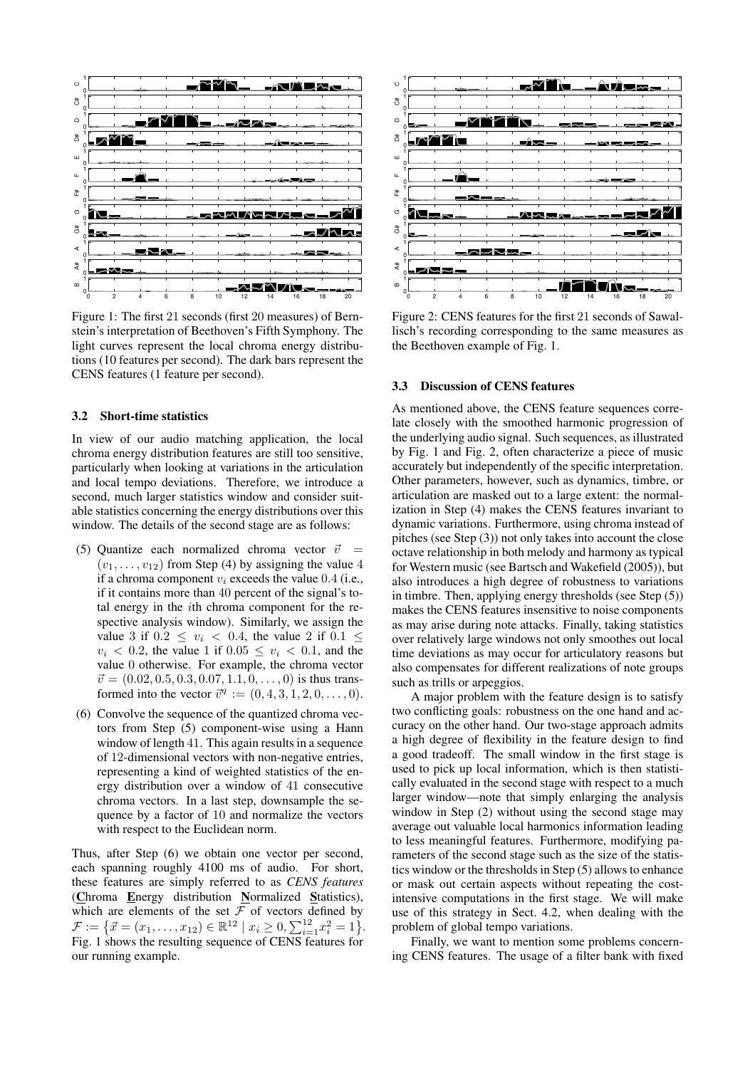Figure 1: The first 21 seconds (first 20 measures) of Bernstein's interpretation of Beethoven's Fifth Symphony. The light curves represent the local chroma energy distributions (10 features per second). The dark bars represent the CENS features (1 feature per second).

Figure 2: CENS features for the first 21 seconds of Sawallisch's recording corresponding to the same measures as the Beethoven example of Fig. 1.

### 3.2 Short-time statistics

In view of our audio matching application, the local chroma energy distribution features are still too sensitive, particularly when looking at variations in the articulation and local tempo deviations. Therefore, we introduce a second, much larger statistics window and consider suitable statistics concerning the energy distributions over this window. The details of the second stage are as follows:

(5) Quantize each normalized chroma vector $\vec{v} = (v_1, \ldots, v_{12})$ from Step (4) by assigning the value 4 if a chroma component $v_i$ exceeds the value 0.4 (i.e., if it contains more than 40 percent of the signal's total energy in the $i$th chroma component for the respective analysis window). Similarly, we assign the value 3 if $0.2 \leq v_i < 0.4$, the value 2 if $0.1 \leq v_i < 0.2$, the value 1 if $0.05 \leq v_i < 0.1$, and the value 0 otherwise. For example, the chroma vector $\vec{v} = (0.02, 0.5, 0.3, 0.07, 1.1, 0, \ldots, 0)$ is thus transformed into the vector $\vec{v}^q := (0, 4, 3, 1, 2, 0, \ldots, 0)$.

(6) Convolve the sequence of the quantized chroma vectors from Step (5) component-wise using a Hann window of length 41. This again results in a sequence of 12-dimensional vectors with non-negative entries, representing a kind of weighted statistics of the energy distribution over a window of 41 consecutive chroma vectors. In a last step, downsample the sequence by a factor of 10 and normalize the vectors with respect to the Euclidean norm.

Thus, after Step (6) we obtain one vector per second, each spanning roughly 4100 ms of audio. For short, these features are simply referred to as *CENS features* (**C**hroma **E**nergy distribution **N**ormalized **S**tatistics), which are elements of the set $\mathcal{F}$ of vectors defined by $\mathcal{F} := \left\{ \vec{x} = (x_1, \ldots, x_{12}) \in \mathbb{R}^{12} \mid x_i \geq 0, \sum_{i=1}^{12} x_i^2 = 1 \right\}$. Fig. 1 shows the resulting sequence of CENS features for our running example.

### 3.3 Discussion of CENS features

As mentioned above, the CENS feature sequences correlate closely with the smoothed harmonic progression of the underlying audio signal. Such sequences, as illustrated by Fig. 1 and Fig. 2, often characterize a piece of music accurately but independently of the specific interpretation. Other parameters, however, such as dynamics, timbre, or articulation are masked out to a large extent: the normalization in Step (4) makes the CENS features invariant to dynamic variations. Furthermore, using chroma instead of pitches (see Step (3)) not only takes into account the close octave relationship in both melody and harmony as typical for Western music (see Bartsch and Wakefield (2005)), but also introduces a high degree of robustness to variations in timbre. Then, applying energy thresholds (see Step (5)) makes the CENS features insensitive to noise components as may arise during note attacks. Finally, taking statistics over relatively large windows not only smoothes out local time deviations as may occur for articulatory reasons but also compensates for different realizations of note groups such as trills or arpeggios.

A major problem with the feature design is to satisfy two conflicting goals: robustness on the one hand and accuracy on the other hand. Our two-stage approach admits a high degree of flexibility in the feature design to find a good tradeoff. The small window in the first stage is used to pick up local information, which is then statistically evaluated in the second stage with respect to a much larger window—note that simply enlarging the analysis window in Step (2) without using the second stage may average out valuable local harmonics information leading to less meaningful features. Furthermore, modifying parameters of the second stage such as the size of the statistics window or the thresholds in Step (5) allows to enhance or mask out certain aspects without repeating the cost-intensive computations in the first stage. We will make use of this strategy in Sect. 4.2, when dealing with the problem of global tempo variations.

Finally, we want to mention some problems concerning CENS features. The usage of a filter bank with fixed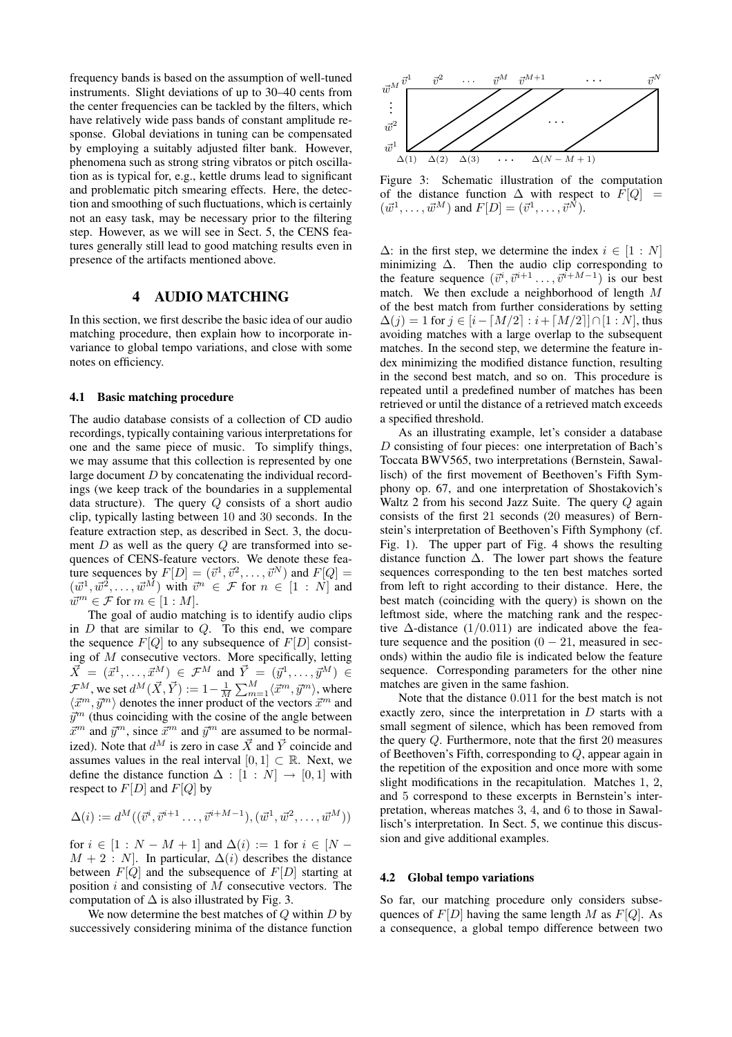frequency bands is based on the assumption of well-tuned instruments. Slight deviations of up to 30–40 cents from the center frequencies can be tackled by the filters, which have relatively wide pass bands of constant amplitude response. Global deviations in tuning can be compensated by employing a suitably adjusted filter bank. However, phenomena such as strong string vibratos or pitch oscillation as is typical for, e.g., kettle drums lead to significant and problematic pitch smearing effects. Here, the detection and smoothing of such fluctuations, which is certainly not an easy task, may be necessary prior to the filtering step. However, as we will see in Sect. 5, the CENS features generally still lead to good matching results even in presence of the artifacts mentioned above.

## 4 AUDIO MATCHING

In this section, we first describe the basic idea of our audio matching procedure, then explain how to incorporate invariance to global tempo variations, and close with some notes on efficiency.

### 4.1 Basic matching procedure

The audio database consists of a collection of CD audio recordings, typically containing various interpretations for one and the same piece of music. To simplify things, we may assume that this collection is represented by one large document $D$ by concatenating the individual recordings (we keep track of the boundaries in a supplemental data structure). The query $Q$ consists of a short audio clip, typically lasting between 10 and 30 seconds. In the feature extraction step, as described in Sect. 3, the document $D$ as well as the query $Q$ are transformed into sequences of CENS-feature vectors. We denote these feature sequences by $F[D] = (\vec{v}^1, \vec{v}^2, \ldots, \vec{v}^N)$ and $F[Q] = (\vec{w}^1, \vec{w}^2, \ldots, \vec{w}^M)$ with $\vec{v}^n \in \mathcal{F}$ for $n \in [1 : N]$ and $\vec{w}^m \in \mathcal{F}$ for $m \in [1 : M]$.

The goal of audio matching is to identify audio clips in $D$ that are similar to $Q$. To this end, we compare the sequence $F[Q]$ to any subsequence of $F[D]$ consisting of $M$ consecutive vectors. More specifically, letting $\vec{X} = (\vec{x}^1, \ldots, \vec{x}^M) \in \mathcal{F}^M$ and $\vec{Y} = (\vec{y}^1, \ldots, \vec{y}^M) \in \mathcal{F}^M$, we set $d^M(\vec{X}, \vec{Y}) := 1 - \frac{1}{M}\sum_{m=1}^{M}\langle \vec{x}^m, \vec{y}^m \rangle$, where $\langle \vec{x}^m, \vec{y}^m \rangle$ denotes the inner product of the vectors $\vec{x}^m$ and $\vec{y}^m$ (thus coinciding with the cosine of the angle between $\vec{x}^m$ and $\vec{y}^m$, since $\vec{x}^m$ and $\vec{y}^m$ are assumed to be normalized). Note that $d^M$ is zero in case $\vec{X}$ and $\vec{Y}$ coincide and assumes values in the real interval $[0, 1] \subset \mathbb{R}$. Next, we define the distance function $\Delta : [1 : N] \to [0, 1]$ with respect to $F[D]$ and $F[Q]$ by

$$\Delta(i) := d^M((\vec{v}^i, \vec{v}^{i+1} \ldots, \vec{v}^{i+M-1}), (\vec{w}^1, \vec{w}^2, \ldots, \vec{w}^M))$$

for $i \in [1 : N - M + 1]$ and $\Delta(i) := 1$ for $i \in [N - M + 2 : N]$. In particular, $\Delta(i)$ describes the distance between $F[Q]$ and the subsequence of $F[D]$ starting at position $i$ and consisting of $M$ consecutive vectors. The computation of $\Delta$ is also illustrated by Fig. 3.

We now determine the best matches of $Q$ within $D$ by successively considering minima of the distance function

Figure 3: Schematic illustration of the computation of the distance function $\Delta$ with respect to $F[Q] = (\vec{w}^1, \ldots, \vec{w}^M)$ and $F[D] = (\vec{v}^1, \ldots, \vec{v}^N)$.

$\Delta$: in the first step, we determine the index $i \in [1 : N]$ minimizing $\Delta$. Then the audio clip corresponding to the feature sequence $(\vec{v}^i, \vec{v}^{i+1} \ldots, \vec{v}^{i+M-1})$ is our best match. We then exclude a neighborhood of length $M$ of the best match from further considerations by setting $\Delta(j) = 1$ for $j \in [i - \lceil M/2 \rceil : i + \lceil M/2 \rceil] \cap [1 : N]$, thus avoiding matches with a large overlap to the subsequent matches. In the second step, we determine the feature index minimizing the modified distance function, resulting in the second best match, and so on. This procedure is repeated until a predefined number of matches has been retrieved or until the distance of a retrieved match exceeds a specified threshold.

As an illustrating example, let's consider a database $D$ consisting of four pieces: one interpretation of Bach's Toccata BWV565, two interpretations (Bernstein, Sawallisch) of the first movement of Beethoven's Fifth Symphony op. 67, and one interpretation of Shostakovich's Waltz 2 from his second Jazz Suite. The query $Q$ again consists of the first 21 seconds (20 measures) of Bernstein's interpretation of Beethoven's Fifth Symphony (cf. Fig. 1). The upper part of Fig. 4 shows the resulting distance function $\Delta$. The lower part shows the feature sequences corresponding to the ten best matches sorted from left to right according to their distance. Here, the best match (coinciding with the query) is shown on the leftmost side, where the matching rank and the respective $\Delta$-distance ($1/0.011$) are indicated above the feature sequence and the position ($0 - 21$, measured in seconds) within the audio file is indicated below the feature sequence. Corresponding parameters for the other nine matches are given in the same fashion.

Note that the distance $0.011$ for the best match is not exactly zero, since the interpretation in $D$ starts with a small segment of silence, which has been removed from the query $Q$. Furthermore, note that the first 20 measures of Beethoven's Fifth, corresponding to $Q$, appear again in the repetition of the exposition and once more with some slight modifications in the recapitulation. Matches 1, 2, and 5 correspond to these excerpts in Bernstein's interpretation, whereas matches 3, 4, and 6 to those in Sawallisch's interpretation. In Sect. 5, we continue this discussion and give additional examples.

### 4.2 Global tempo variations

So far, our matching procedure only considers subsequences of $F[D]$ having the same length $M$ as $F[Q]$. As a consequence, a global tempo difference between two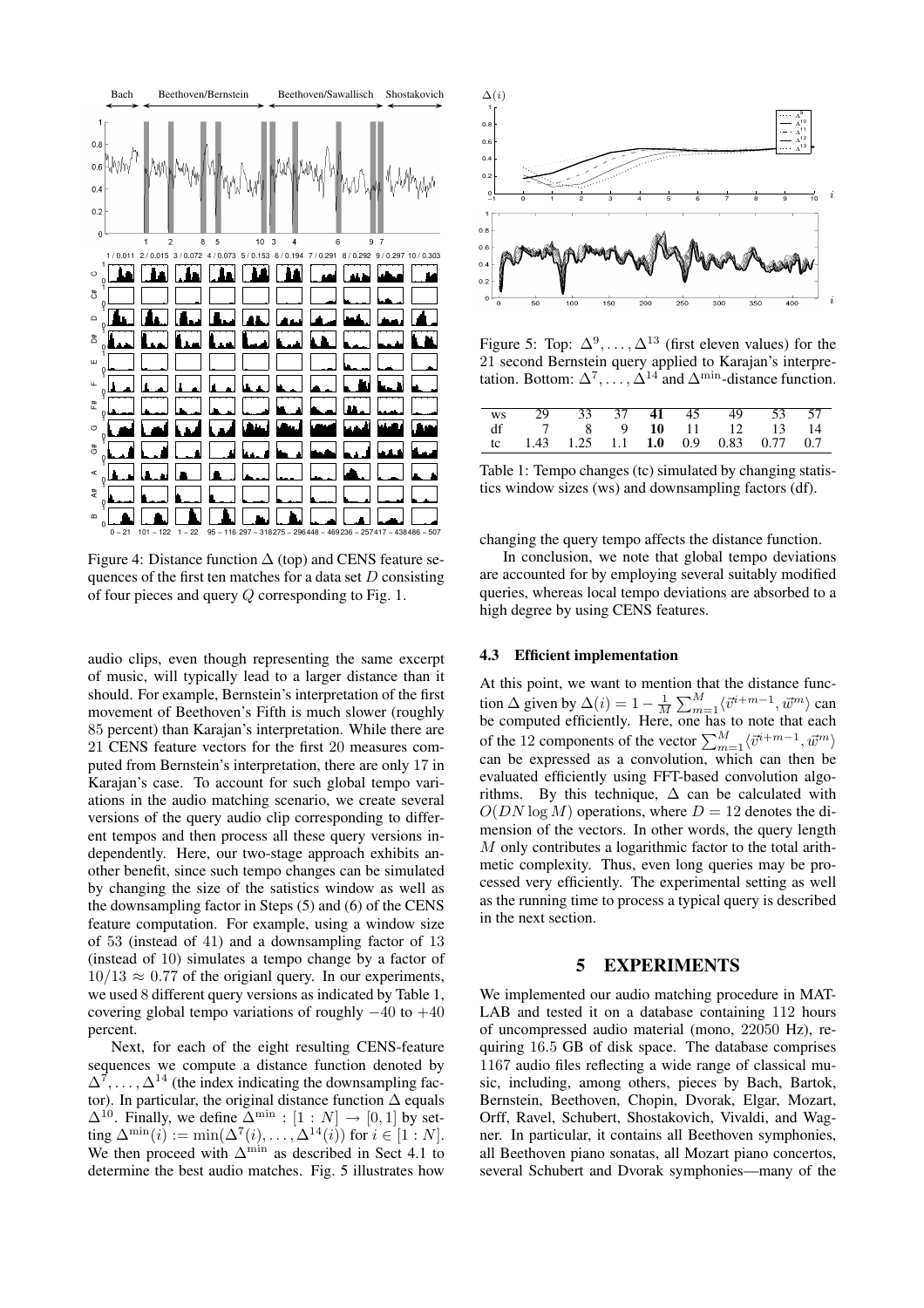Figure 4: Distance function $\Delta$ (top) and CENS feature sequences of the first ten matches for a data set $D$ consisting of four pieces and query $Q$ corresponding to Fig. 1.

audio clips, even though representing the same excerpt of music, will typically lead to a larger distance than it should. For example, Bernstein's interpretation of the first movement of Beethoven's Fifth is much slower (roughly 85 percent) than Karajan's interpretation. While there are 21 CENS feature vectors for the first 20 measures computed from Bernstein's interpretation, there are only 17 in Karajan's case. To account for such global tempo variations in the audio matching scenario, we create several versions of the query audio clip corresponding to different tempos and then process all these query versions independently. Here, our two-stage approach exhibits another benefit, since such tempo changes can be simulated by changing the size of the satistics window as well as the downsampling factor in Steps (5) and (6) of the CENS feature computation. For example, using a window size of 53 (instead of 41) and a downsampling factor of 13 (instead of 10) simulates a tempo change by a factor of $10/13 \approx 0.77$ of the origianl query. In our experiments, we used 8 different query versions as indicated by Table 1, covering global tempo variations of roughly $-40$ to $+40$ percent.

Next, for each of the eight resulting CENS-feature sequences we compute a distance function denoted by $\Delta^7, \ldots, \Delta^{14}$ (the index indicating the downsampling factor). In particular, the original distance function $\Delta$ equals $\Delta^{10}$. Finally, we define $\Delta^{\min} : [1 : N] \to [0, 1]$ by setting $\Delta^{\min}(i) := \min(\Delta^7(i), \ldots, \Delta^{14}(i))$ for $i \in [1 : N]$. We then proceed with $\Delta^{\min}$ as described in Sect 4.1 to determine the best audio matches. Fig. 5 illustrates how

Figure 5: Top: $\Delta^9, \ldots, \Delta^{13}$ (first eleven values) for the 21 second Bernstein query applied to Karajan's interpretation. Bottom: $\Delta^7, \ldots, \Delta^{14}$ and $\Delta^{\min}$-distance function.

| ws | 29 | 33 | 37 | **41** | 45 | 49 | 53 | 57 |
|---|---|---|---|---|---|---|---|---|
| df | 7 | 8 | 9 | **10** | 11 | 12 | 13 | 14 |
| tc | 1.43 | 1.25 | 1.1 | **1.0** | 0.9 | 0.83 | 0.77 | 0.7 |

Table 1: Tempo changes (tc) simulated by changing statistics window sizes (ws) and downsampling factors (df).

changing the query tempo affects the distance function.

In conclusion, we note that global tempo deviations are accounted for by employing several suitably modified queries, whereas local tempo deviations are absorbed to a high degree by using CENS features.

### 4.3 Efficient implementation

At this point, we want to mention that the distance function $\Delta$ given by $\Delta(i) = 1 - \frac{1}{M}\sum_{m=1}^{M}\langle \vec{v}^{i+m-1}, \vec{w}^{m}\rangle$ can be computed efficiently. Here, one has to note that each of the 12 components of the vector $\sum_{m=1}^{M}\langle \vec{v}^{i+m-1}, \vec{w}^{m}\rangle$ can be expressed as a convolution, which can then be evaluated efficiently using FFT-based convolution algorithms. By this technique, $\Delta$ can be calculated with $O(DN \log M)$ operations, where $D = 12$ denotes the dimension of the vectors. In other words, the query length $M$ only contributes a logarithmic factor to the total arithmetic complexity. Thus, even long queries may be processed very efficiently. The experimental setting as well as the running time to process a typical query is described in the next section.

## 5 EXPERIMENTS

We implemented our audio matching procedure in MATLAB and tested it on a database containing 112 hours of uncompressed audio material (mono, 22050 Hz), requiring 16.5 GB of disk space. The database comprises 1167 audio files reflecting a wide range of classical music, including, among others, pieces by Bach, Bartok, Bernstein, Beethoven, Chopin, Dvorak, Elgar, Mozart, Orff, Ravel, Schubert, Shostakovich, Vivaldi, and Wagner. In particular, it contains all Beethoven symphonies, all Beethoven piano sonatas, all Mozart piano concertos, several Schubert and Dvorak symphonies—many of the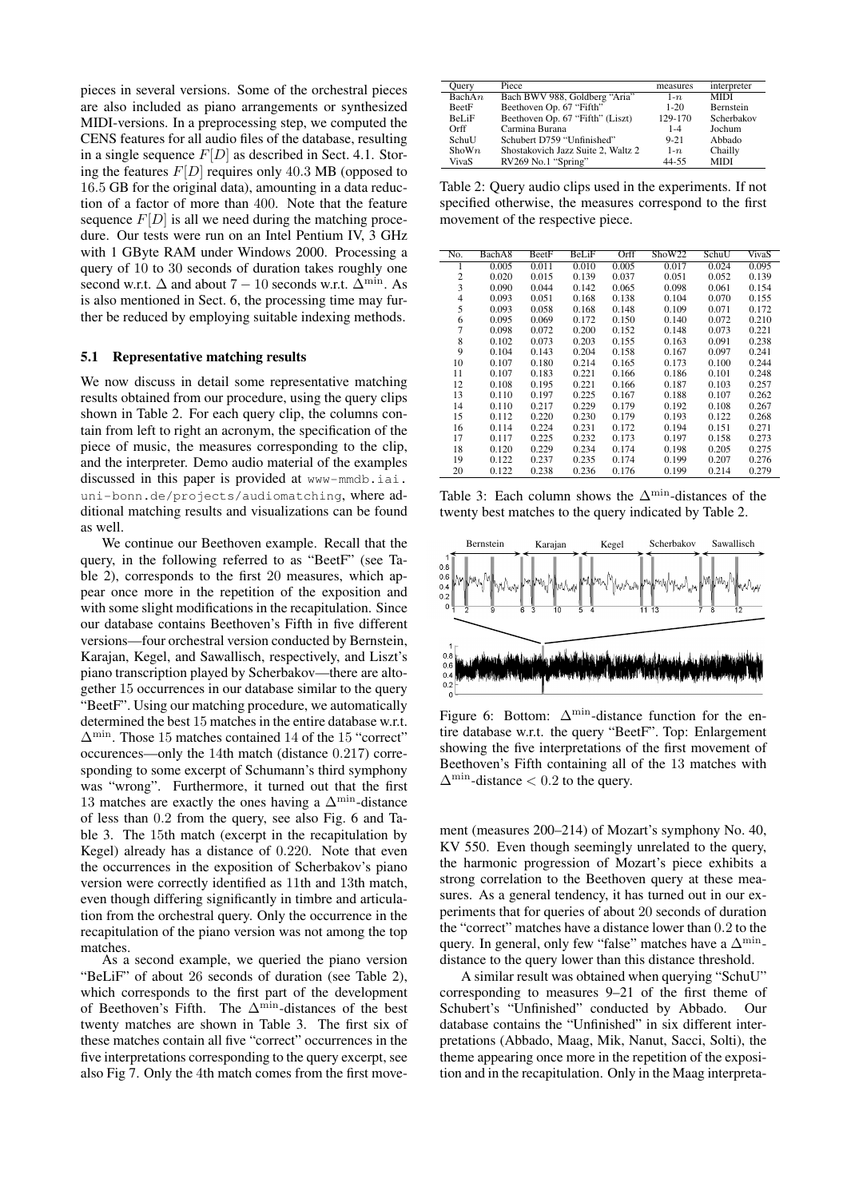pieces in several versions. Some of the orchestral pieces are also included as piano arrangements or synthesized MIDI-versions. In a preprocessing step, we computed the CENS features for all audio files of the database, resulting in a single sequence $F[D]$ as described in Sect. 4.1. Storing the features $F[D]$ requires only 40.3 MB (opposed to 16.5 GB for the original data), amounting in a data reduction of a factor of more than 400. Note that the feature sequence $F[D]$ is all we need during the matching procedure. Our tests were run on an Intel Pentium IV, 3 GHz with 1 GByte RAM under Windows 2000. Processing a query of 10 to 30 seconds of duration takes roughly one second w.r.t. $\Delta$ and about $7-10$ seconds w.r.t. $\Delta^{\min}$. As is also mentioned in Sect. 6, the processing time may further be reduced by employing suitable indexing methods.

### 5.1 Representative matching results

We now discuss in detail some representative matching results obtained from our procedure, using the query clips shown in Table 2. For each query clip, the columns contain from left to right an acronym, the specification of the piece of music, the measures corresponding to the clip, and the interpreter. Demo audio material of the examples discussed in this paper is provided at www-mmdb.iai.uni-bonn.de/projects/audiomatching, where additional matching results and visualizations can be found as well.

We continue our Beethoven example. Recall that the query, in the following referred to as "BeetF" (see Table 2), corresponds to the first 20 measures, which appear once more in the repetition of the exposition and with some slight modifications in the recapitulation. Since our database contains Beethoven's Fifth in five different versions—four orchestral version conducted by Bernstein, Karajan, Kegel, and Sawallisch, respectively, and Liszt's piano transcription played by Scherbakov—there are altogether 15 occurrences in our database similar to the query "BeetF". Using our matching procedure, we automatically determined the best 15 matches in the entire database w.r.t. $\Delta^{\min}$. Those 15 matches contained 14 of the 15 "correct" occurences—only the 14th match (distance 0.217) corresponding to some excerpt of Schumann's third symphony was "wrong". Furthermore, it turned out that the first 13 matches are exactly the ones having a $\Delta^{\min}$-distance of less than 0.2 from the query, see also Fig. 6 and Table 3. The 15th match (excerpt in the recapitulation by Kegel) already has a distance of 0.220. Note that even the occurrences in the exposition of Scherbakov's piano version were correctly identified as 11th and 13th match, even though differing significantly in timbre and articulation from the orchestral query. Only the occurrence in the recapitulation of the piano version was not among the top matches.

As a second example, we queried the piano version "BeLiF" of about 26 seconds of duration (see Table 2), which corresponds to the first part of the development of Beethoven's Fifth. The $\Delta^{\min}$-distances of the best twenty matches are shown in Table 3. The first six of these matches contain all five "correct" occurrences in the five interpretations corresponding to the query excerpt, see also Fig 7. Only the 4th match comes from the first movement (measures 200–214) of Mozart's symphony No. 40, KV 550. Even though seemingly unrelated to the query, the harmonic progression of Mozart's piece exhibits a strong correlation to the Beethoven query at these measures. As a general tendency, it has turned out in our experiments that for queries of about 20 seconds of duration the "correct" matches have a distance lower than 0.2 to the query. In general, only few "false" matches have a $\Delta^{\min}$-distance to the query lower than this distance threshold.

A similar result was obtained when querying "SchuU" corresponding to measures 9–21 of the first theme of Schubert's "Unfinished" conducted by Abbado. Our database contains the "Unfinished" in six different interpretations (Abbado, Maag, Mik, Nanut, Sacci, Solti), the theme appearing once more in the repetition of the exposition and in the recapitulation. Only in the Maag interpreta-

| Query | Piece | measures | interpreter |
|---|---|---|---|
| Bach$An$ | Bach BWV 988, Goldberg "Aria" | $1$-$n$ | MIDI |
| BeetF | Beethoven Op. 67 "Fifth" | 1-20 | Bernstein |
| BeLiF | Beethoven Op. 67 "Fifth" (Liszt) | 129-170 | Scherbakov |
| Orff | Carmina Burana | 1-4 | Jochum |
| SchuU | Schubert D759 "Unfinished" | 9-21 | Abbado |
| Show$n$ | Shostakovich Jazz Suite 2, Waltz 2 | $1$-$n$ | Chailly |
| VivaS | RV269 No.1 "Spring" | 44-55 | MIDI |

Table 2: Query audio clips used in the experiments. If not specified otherwise, the measures correspond to the first movement of the respective piece.

| No. | BachA8 | BeetF | BeLiF | Orff | ShoW22 | SchuU | VivaS |
|---|---|---|---|---|---|---|---|
| 1 | 0.005 | 0.011 | 0.010 | 0.005 | 0.017 | 0.024 | 0.095 |
| 2 | 0.020 | 0.015 | 0.139 | 0.037 | 0.051 | 0.052 | 0.139 |
| 3 | 0.090 | 0.044 | 0.142 | 0.065 | 0.098 | 0.061 | 0.154 |
| 4 | 0.093 | 0.051 | 0.168 | 0.138 | 0.104 | 0.070 | 0.155 |
| 5 | 0.093 | 0.058 | 0.168 | 0.148 | 0.109 | 0.071 | 0.172 |
| 6 | 0.095 | 0.069 | 0.172 | 0.150 | 0.140 | 0.072 | 0.210 |
| 7 | 0.098 | 0.072 | 0.200 | 0.152 | 0.148 | 0.073 | 0.221 |
| 8 | 0.102 | 0.073 | 0.203 | 0.155 | 0.163 | 0.091 | 0.238 |
| 9 | 0.104 | 0.143 | 0.204 | 0.158 | 0.167 | 0.097 | 0.241 |
| 10 | 0.107 | 0.180 | 0.214 | 0.165 | 0.173 | 0.100 | 0.244 |
| 11 | 0.107 | 0.183 | 0.221 | 0.166 | 0.186 | 0.101 | 0.248 |
| 12 | 0.108 | 0.195 | 0.221 | 0.166 | 0.187 | 0.103 | 0.257 |
| 13 | 0.110 | 0.197 | 0.225 | 0.167 | 0.188 | 0.107 | 0.262 |
| 14 | 0.110 | 0.217 | 0.229 | 0.179 | 0.192 | 0.108 | 0.267 |
| 15 | 0.112 | 0.220 | 0.230 | 0.179 | 0.193 | 0.122 | 0.268 |
| 16 | 0.114 | 0.224 | 0.231 | 0.172 | 0.194 | 0.151 | 0.271 |
| 17 | 0.117 | 0.225 | 0.232 | 0.173 | 0.197 | 0.158 | 0.273 |
| 18 | 0.120 | 0.229 | 0.234 | 0.174 | 0.198 | 0.205 | 0.275 |
| 19 | 0.122 | 0.237 | 0.235 | 0.174 | 0.199 | 0.207 | 0.276 |
| 20 | 0.122 | 0.238 | 0.236 | 0.176 | 0.199 | 0.214 | 0.279 |

Table 3: Each column shows the $\Delta^{\min}$-distances of the twenty best matches to the query indicated by Table 2.

Figure 6: Bottom: $\Delta^{\min}$-distance function for the entire database w.r.t. the query "BeetF". Top: Enlargement showing the five interpretations of the first movement of Beethoven's Fifth containing all of the 13 matches with $\Delta^{\min}$-distance $< 0.2$ to the query.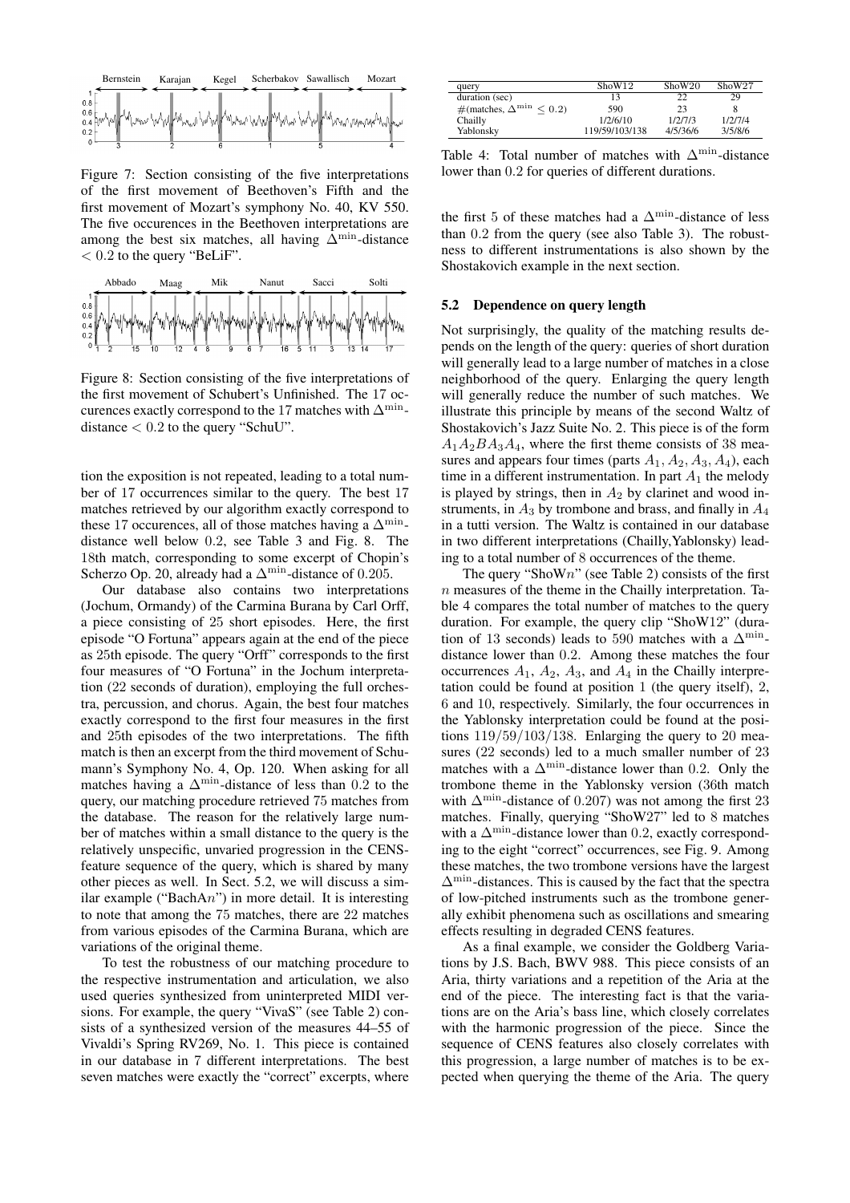Figure 7: Section consisting of the five interpretations of the first movement of Beethoven's Fifth and the first movement of Mozart's symphony No. 40, KV 550. The five occurences in the Beethoven interpretations are among the best six matches, all having $\Delta^{\min}$-distance $< 0.2$ to the query "BeLiF".

Figure 8: Section consisting of the five interpretations of the first movement of Schubert's Unfinished. The 17 occurences exactly correspond to the 17 matches with $\Delta^{\min}$-distance $< 0.2$ to the query "SchuU".

tion the exposition is not repeated, leading to a total number of 17 occurrences similar to the query. The best 17 matches retrieved by our algorithm exactly correspond to these 17 occurences, all of those matches having a $\Delta^{\min}$-distance well below 0.2, see Table 3 and Fig. 8. The 18th match, corresponding to some excerpt of Chopin's Scherzo Op. 20, already had a $\Delta^{\min}$-distance of 0.205.

Our database also contains two interpretations (Jochum, Ormandy) of the Carmina Burana by Carl Orff, a piece consisting of 25 short episodes. Here, the first episode "O Fortuna" appears again at the end of the piece as 25th episode. The query "Orff" corresponds to the first four measures of "O Fortuna" in the Jochum interpretation (22 seconds of duration), employing the full orchestra, percussion, and chorus. Again, the best four matches exactly correspond to the first four measures in the first and 25th episodes of the two interpretations. The fifth match is then an excerpt from the third movement of Schumann's Symphony No. 4, Op. 120. When asking for all matches having a $\Delta^{\min}$-distance of less than 0.2 to the query, our matching procedure retrieved 75 matches from the database. The reason for the relatively large number of matches within a small distance to the query is the relatively unspecific, unvaried progression in the CENS-feature sequence of the query, which is shared by many other pieces as well. In Sect. 5.2, we will discuss a similar example ("Bach$An$") in more detail. It is interesting to note that among the 75 matches, there are 22 matches from various episodes of the Carmina Burana, which are variations of the original theme.

To test the robustness of our matching procedure to the respective instrumentation and articulation, we also used queries synthesized from uninterpreted MIDI versions. For example, the query "VivaS" (see Table 2) consists of a synthesized version of the measures 44–55 of Vivaldi's Spring RV269, No. 1. This piece is contained in our database in 7 different interpretations. The best seven matches were exactly the "correct" excerpts, where

| query | ShoW12 | ShoW20 | ShoW27 |
|---|---|---|---|
| duration (sec) | 13 | 22 | 29 |
| #(matches, $\Delta^{\min} \leq 0.2$) | 590 | 23 | 8 |
| Chailly | 1/2/6/10 | 1/2/7/3 | 1/2/7/4 |
| Yablonsky | 119/59/103/138 | 4/5/36/6 | 3/5/8/6 |

Table 4: Total number of matches with $\Delta^{\min}$-distance lower than 0.2 for queries of different durations.

the first 5 of these matches had a $\Delta^{\min}$-distance of less than 0.2 from the query (see also Table 3). The robustness to different instrumentations is also shown by the Shostakovich example in the next section.

### 5.2 Dependence on query length

Not surprisingly, the quality of the matching results depends on the length of the query: queries of short duration will generally lead to a large number of matches in a close neighborhood of the query. Enlarging the query length will generally reduce the number of such matches. We illustrate this principle by means of the second Waltz of Shostakovich's Jazz Suite No. 2. This piece is of the form $A_1A_2BA_3A_4$, where the first theme consists of 38 measures and appears four times (parts $A_1, A_2, A_3, A_4$), each time in a different instrumentation. In part $A_1$ the melody is played by strings, then in $A_2$ by clarinet and wood instruments, in $A_3$ by trombone and brass, and finally in $A_4$ in a tutti version. The Waltz is contained in our database in two different interpretations (Chailly,Yablonsky) leading to a total number of 8 occurrences of the theme.

The query "Sho$Wn$" (see Table 2) consists of the first $n$ measures of the theme in the Chailly interpretation. Table 4 compares the total number of matches to the query duration. For example, the query clip "ShoW12" (duration of 13 seconds) leads to 590 matches with a $\Delta^{\min}$-distance lower than 0.2. Among these matches the four occurrences $A_1$, $A_2$, $A_3$, and $A_4$ in the Chailly interpretation could be found at position 1 (the query itself), 2, 6 and 10, respectively. Similarly, the four occurrences in the Yablonsky interpretation could be found at the positions $119/59/103/138$. Enlarging the query to 20 measures (22 seconds) led to a much smaller number of 23 matches with a $\Delta^{\min}$-distance lower than 0.2. Only the trombone theme in the Yablonsky version (36th match with $\Delta^{\min}$-distance of 0.207) was not among the first 23 matches. Finally, querying "ShoW27" led to 8 matches with a $\Delta^{\min}$-distance lower than 0.2, exactly corresponding to the eight "correct" occurrences, see Fig. 9. Among these matches, the two trombone versions have the largest $\Delta^{\min}$-distances. This is caused by the fact that the spectra of low-pitched instruments such as the trombone generally exhibit phenomena such as oscillations and smearing effects resulting in degraded CENS features.

As a final example, we consider the Goldberg Variations by J.S. Bach, BWV 988. This piece consists of an Aria, thirty variations and a repetition of the Aria at the end of the piece. The interesting fact is that the variations are on the Aria's bass line, which closely correlates with the harmonic progression of the piece. Since the sequence of CENS features also closely correlates with this progression, a large number of matches is to be expected when querying the theme of the Aria. The query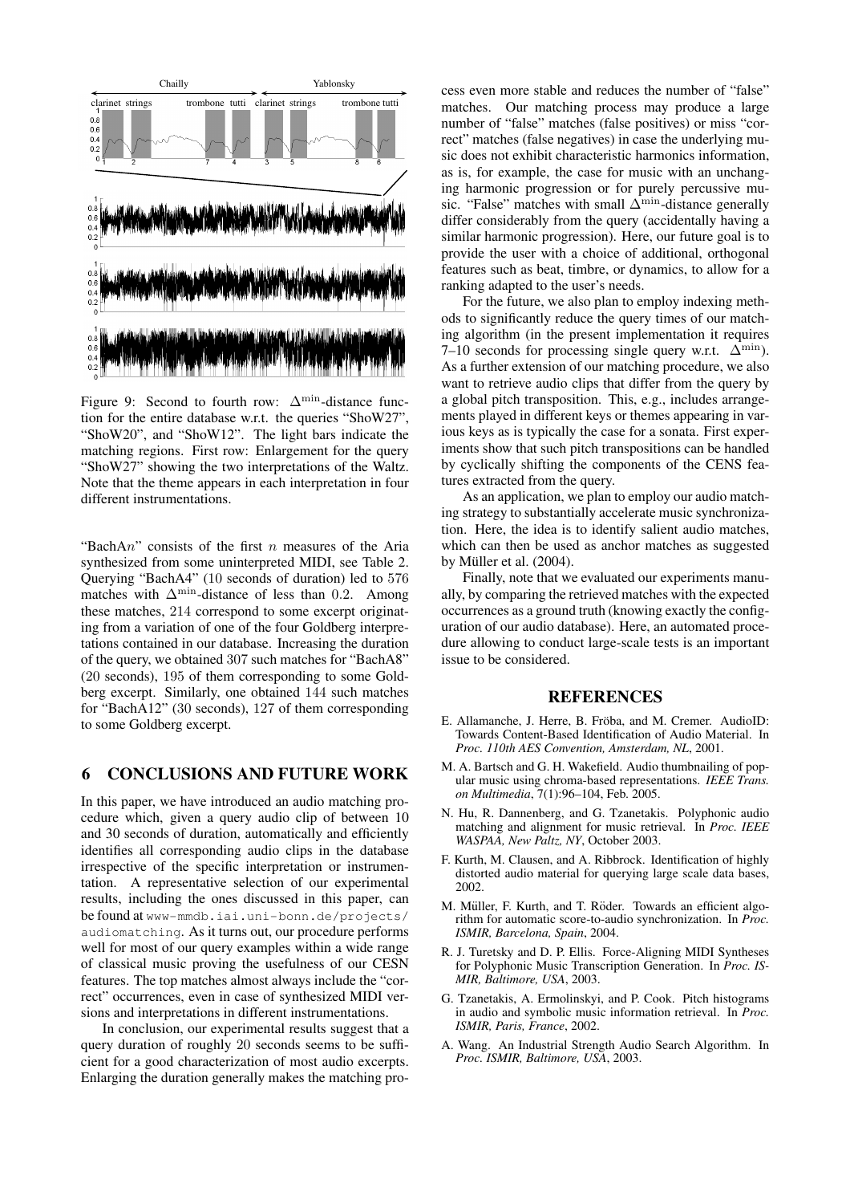Chailly

Yablonsky

clarinet strings trombone tutti clarinet strings trombone tutti

Figure 9: Second to fourth row: $\Delta^{\min}$-distance function for the entire database w.r.t. the queries "ShoW27", "ShoW20", and "ShoW12". The light bars indicate the matching regions. First row: Enlargement for the query "ShoW27" showing the two interpretations of the Waltz. Note that the theme appears in each interpretation in four different instrumentations.

"BachA$n$" consists of the first $n$ measures of the Aria synthesized from some uninterpreted MIDI, see Table 2. Querying "BachA4" (10 seconds of duration) led to 576 matches with $\Delta^{\min}$-distance of less than 0.2. Among these matches, 214 correspond to some excerpt originating from a variation of one of the four Goldberg interpretations contained in our database. Increasing the duration of the query, we obtained 307 such matches for "BachA8" (20 seconds), 195 of them corresponding to some Goldberg excerpt. Similarly, one obtained 144 such matches for "BachA12" (30 seconds), 127 of them corresponding to some Goldberg excerpt.

## 6 CONCLUSIONS AND FUTURE WORK

In this paper, we have introduced an audio matching procedure which, given a query audio clip of between 10 and 30 seconds of duration, automatically and efficiently identifies all corresponding audio clips in the database irrespective of the specific interpretation or instrumentation. A representative selection of our experimental results, including the ones discussed in this paper, can be found at www-mmdb.iai.uni-bonn.de/projects/audiomatching. As it turns out, our procedure performs well for most of our query examples within a wide range of classical music proving the usefulness of our CESN features. The top matches almost always include the "correct" occurrences, even in case of synthesized MIDI versions and interpretations in different instrumentations.

In conclusion, our experimental results suggest that a query duration of roughly 20 seconds seems to be sufficient for a good characterization of most audio excerpts. Enlarging the duration generally makes the matching process even more stable and reduces the number of "false" matches. Our matching process may produce a large number of "false" matches (false positives) or miss "correct" matches (false negatives) in case the underlying music does not exhibit characteristic harmonics information, as is, for example, the case for music with an unchanging harmonic progression or for purely percussive music. "False" matches with small $\Delta^{\min}$-distance generally differ considerably from the query (accidentally having a similar harmonic progression). Here, our future goal is to provide the user with a choice of additional, orthogonal features such as beat, timbre, or dynamics, to allow for a ranking adapted to the user's needs.

For the future, we also plan to employ indexing methods to significantly reduce the query times of our matching algorithm (in the present implementation it requires 7–10 seconds for processing single query w.r.t. $\Delta^{\min}$). As a further extension of our matching procedure, we also want to retrieve audio clips that differ from the query by a global pitch transposition. This, e.g., includes arrangements played in different keys or themes appearing in various keys as is typically the case for a sonata. First experiments show that such pitch transpositions can be handled by cyclically shifting the components of the CENS features extracted from the query.

As an application, we plan to employ our audio matching strategy to substantially accelerate music synchronization. Here, the idea is to identify salient audio matches, which can then be used as anchor matches as suggested by Müller et al. (2004).

Finally, note that we evaluated our experiments manually, by comparing the retrieved matches with the expected occurrences as a ground truth (knowing exactly the configuration of our audio database). Here, an automated procedure allowing to conduct large-scale tests is an important issue to be considered.

## REFERENCES

E. Allamanche, J. Herre, B. Fröba, and M. Cremer. AudioID: Towards Content-Based Identification of Audio Material. In *Proc. 110th AES Convention, Amsterdam, NL*, 2001.

M. A. Bartsch and G. H. Wakefield. Audio thumbnailing of popular music using chroma-based representations. *IEEE Trans. on Multimedia*, 7(1):96–104, Feb. 2005.

N. Hu, R. Dannenberg, and G. Tzanetakis. Polyphonic audio matching and alignment for music retrieval. In *Proc. IEEE WASPAA, New Paltz, NY*, October 2003.

F. Kurth, M. Clausen, and A. Ribbrock. Identification of highly distorted audio material for querying large scale data bases, 2002.

M. Müller, F. Kurth, and T. Röder. Towards an efficient algorithm for automatic score-to-audio synchronization. In *Proc. ISMIR, Barcelona, Spain*, 2004.

R. J. Turetsky and D. P. Ellis. Force-Aligning MIDI Syntheses for Polyphonic Music Transcription Generation. In *Proc. ISMIR, Baltimore, USA*, 2003.

G. Tzanetakis, A. Ermolinskyi, and P. Cook. Pitch histograms in audio and symbolic music information retrieval. In *Proc. ISMIR, Paris, France*, 2002.

A. Wang. An Industrial Strength Audio Search Algorithm. In *Proc. ISMIR, Baltimore, USA*, 2003.